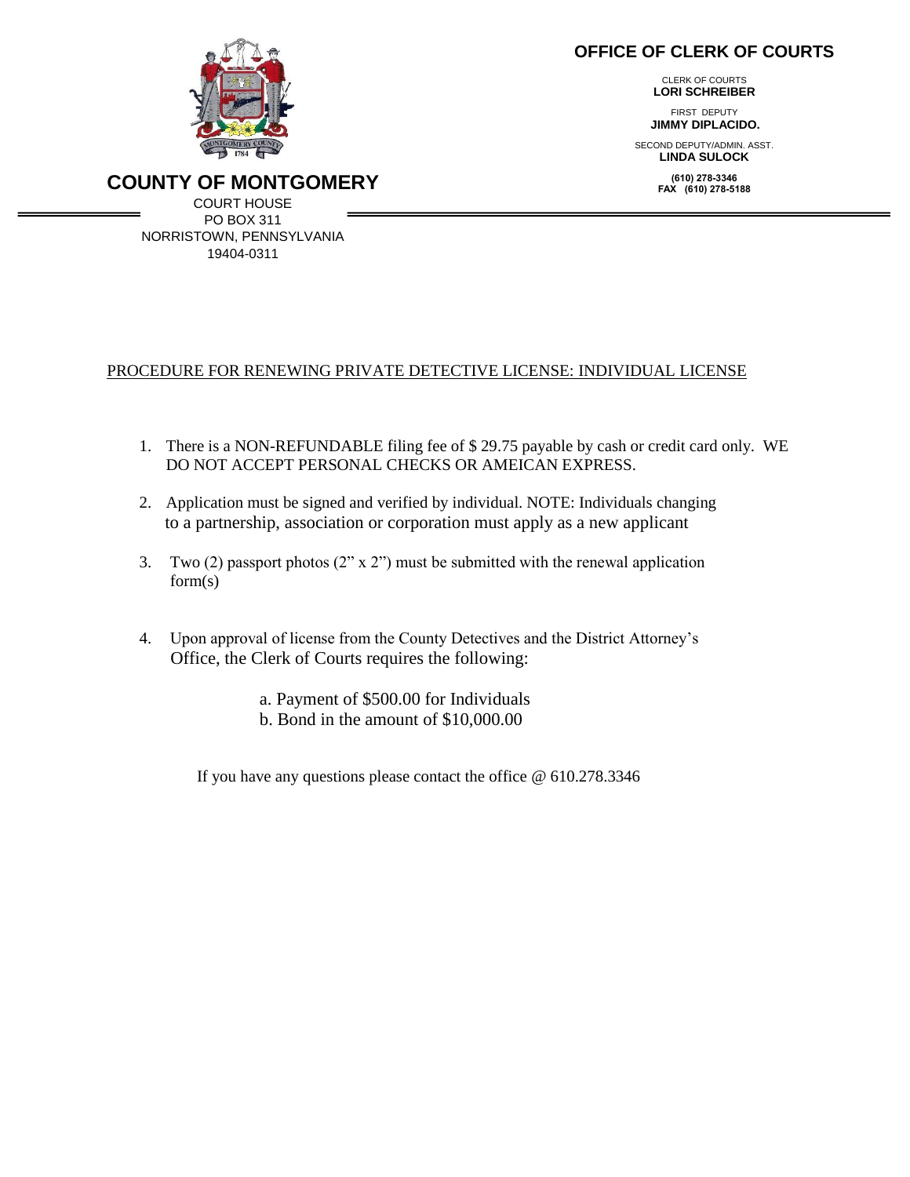# OFFICE OF CLERK OF COURTS

CLERK OF COURTS
**LORI SCHREIBER**

FIRST DEPUTY
**JIMMY DIPLACIDO.**

SECOND DEPUTY/ADMIN. ASST.
**LINDA SULOCK**

**(610) 278-3346**
**FAX (610) 278-5188**

## COUNTY OF MONTGOMERY

COURT HOUSE
PO BOX 311
NORRISTOWN, PENNSYLVANIA
19404-0311

PROCEDURE FOR RENEWING PRIVATE DETECTIVE LICENSE: INDIVIDUAL LICENSE

1. There is a NON-REFUNDABLE filing fee of $ 29.75 payable by cash or credit card only. WE DO NOT ACCEPT PERSONAL CHECKS OR AMEICAN EXPRESS.

2. Application must be signed and verified by individual. NOTE: Individuals changing to a partnership, association or corporation must apply as a new applicant

3. Two (2) passport photos (2" x 2") must be submitted with the renewal application form(s)

4. Upon approval of license from the County Detectives and the District Attorney's Office, the Clerk of Courts requires the following:

   a. Payment of $500.00 for Individuals
   b. Bond in the amount of $10,000.00

If you have any questions please contact the office @ 610.278.3346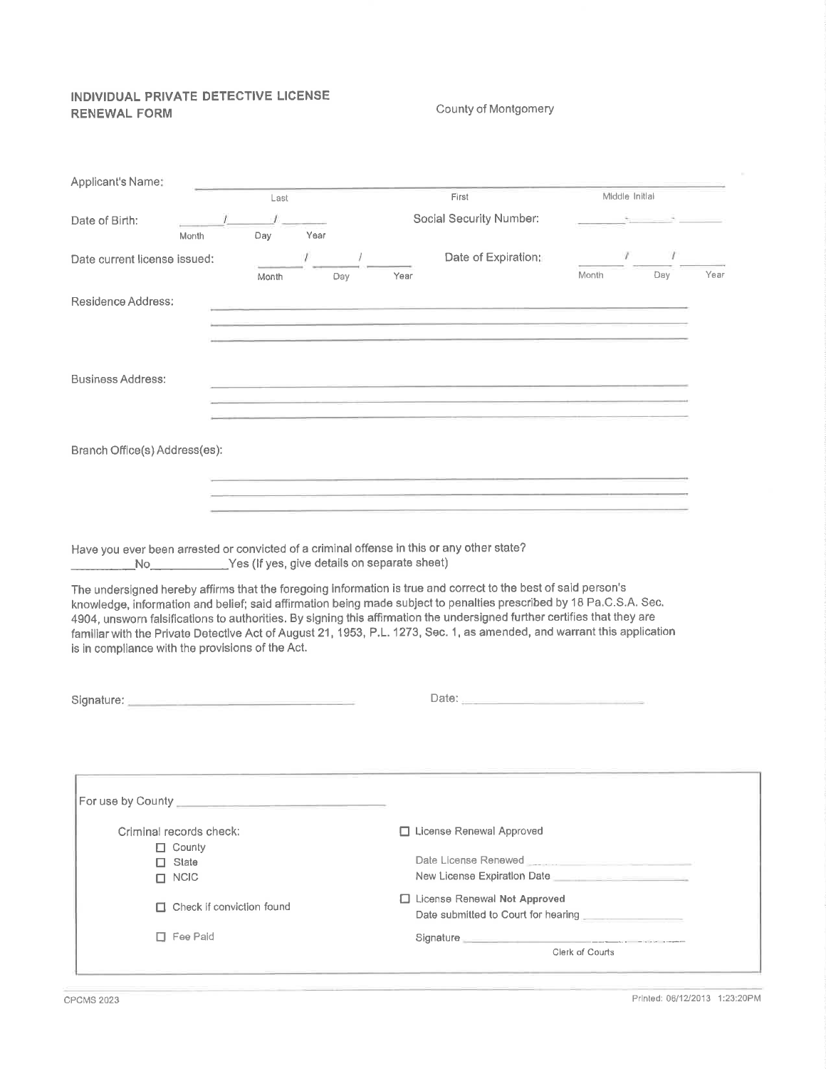## INDIVIDUAL PRIVATE DETECTIVE LICENSE RENEWAL FORM

County of Montgomery

Applicant's Name: ______________________________________________
Last First Middle Initial

Date of Birth: _____/_____/_____ (Month Day Year)

Social Security Number: _____-_____-_____

Date current license issued: _____/_____/_____ (Month Day Year)

Date of Expiration: _____/_____/_____ (Month Day Year)

Residence Address:

______________________________________________

______________________________________________

______________________________________________

Business Address:

______________________________________________

______________________________________________

______________________________________________

Branch Office(s) Address(es):

______________________________________________

______________________________________________

______________________________________________

Have you ever been arrested or convicted of a criminal offense in this or any other state?
_________No___________Yes (If yes, give details on separate sheet)

The undersigned hereby affirms that the foregoing information is true and correct to the best of said person's knowledge, information and belief; said affirmation being made subject to penalties prescribed by 18 Pa.C.S.A. Sec. 4904, unsworn falsifications to authorities. By signing this affirmation the undersigned further certifies that they are familiar with the Private Detective Act of August 21, 1953, P.L. 1273, Sec. 1, as amended, and warrant this application is in compliance with the provisions of the Act.

Signature: ______________________________ Date: ______________________

---

For use by County ______________________

Criminal records check:
- ☐ County
- ☐ State
- ☐ NCIC

☐ Check if conviction found

☐ Fee Paid

☐ License Renewal Approved

Date License Renewed ______________________

New License Expiration Date ______________________

☐ License Renewal **Not** Approved

Date submitted to Court for hearing ______________________

Signature ______________________
Clerk of Courts

CPCMS 2023 Printed: 06/12/2013 1:23:20PM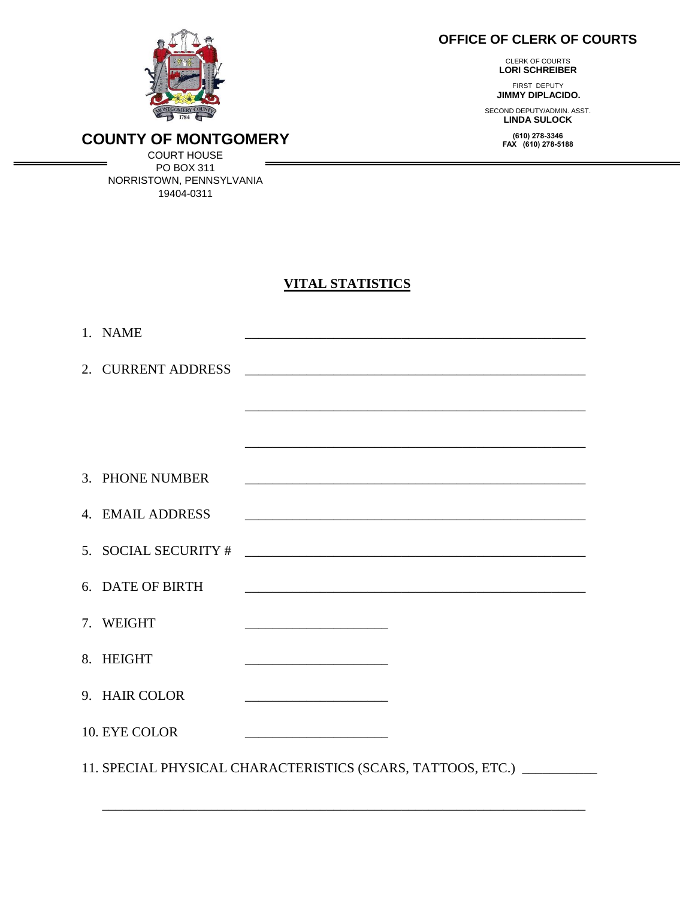**COUNTY OF MONTGOMERY**

COURT HOUSE
PO BOX 311
NORRISTOWN, PENNSYLVANIA
19404-0311

**OFFICE OF CLERK OF COURTS**

CLERK OF COURTS
**LORI SCHREIBER**

FIRST DEPUTY
**JIMMY DIPLACIDO.**

SECOND DEPUTY/ADMIN. ASST.
**LINDA SULOCK**

**(610) 278-3346**
**FAX (610) 278-5188**

## VITAL STATISTICS

1. NAME ___________________________________________________

2. CURRENT ADDRESS ___________________________________________________

   ___________________________________________________

   ___________________________________________________

3. PHONE NUMBER ___________________________________________________

4. EMAIL ADDRESS ___________________________________________________

5. SOCIAL SECURITY # ___________________________________________________

6. DATE OF BIRTH ___________________________________________________

7. WEIGHT _____________________

8. HEIGHT _____________________

9. HAIR COLOR _____________________

10. EYE COLOR _____________________

11. SPECIAL PHYSICAL CHARACTERISTICS (SCARS, TATTOOS, ETC.) ___________

    ________________________________________________________________________